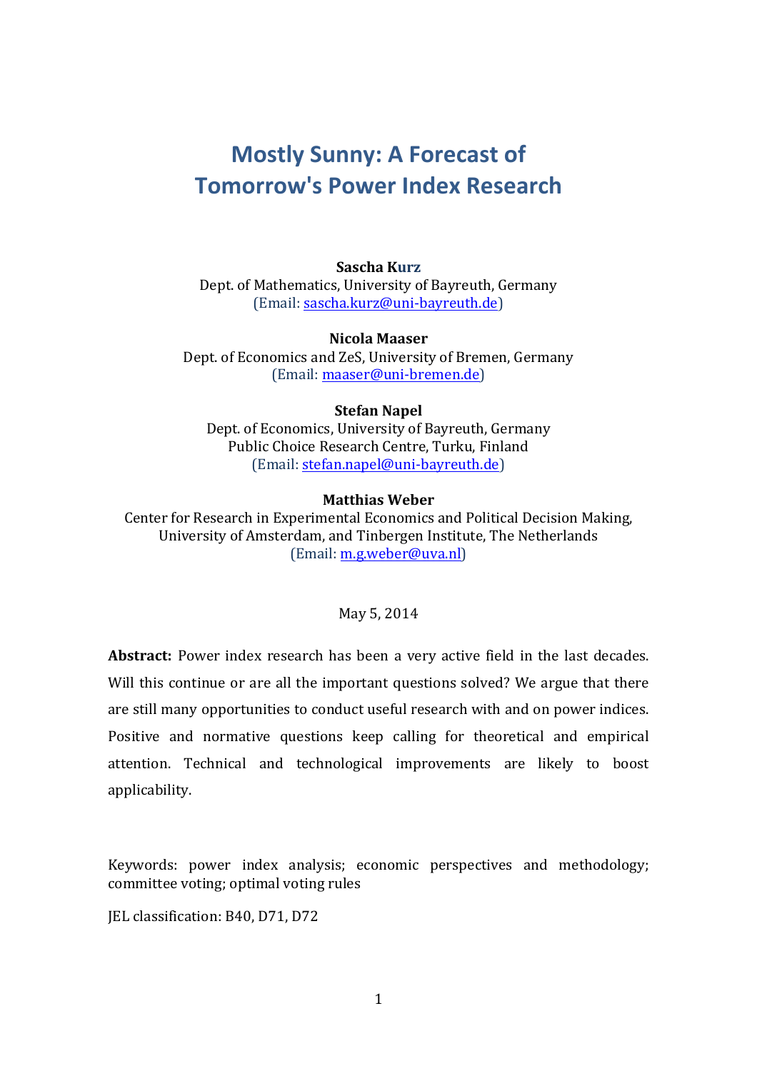# Mostly Sunny: A Forecast of Tomorrow's Power Index Research

**Sascha Kurz**
Dept. of Mathematics, University of Bayreuth, Germany
(Email: sascha.kurz@uni-bayreuth.de)

**Nicola Maaser**
Dept. of Economics and ZeS, University of Bremen, Germany
(Email: maaser@uni-bremen.de)

**Stefan Napel**
Dept. of Economics, University of Bayreuth, Germany
Public Choice Research Centre, Turku, Finland
(Email: stefan.napel@uni-bayreuth.de)

**Matthias Weber**
Center for Research in Experimental Economics and Political Decision Making, University of Amsterdam, and Tinbergen Institute, The Netherlands
(Email: m.g.weber@uva.nl)

May 5, 2014

**Abstract:** Power index research has been a very active field in the last decades. Will this continue or are all the important questions solved? We argue that there are still many opportunities to conduct useful research with and on power indices. Positive and normative questions keep calling for theoretical and empirical attention. Technical and technological improvements are likely to boost applicability.

Keywords: power index analysis; economic perspectives and methodology; committee voting; optimal voting rules

JEL classification: B40, D71, D72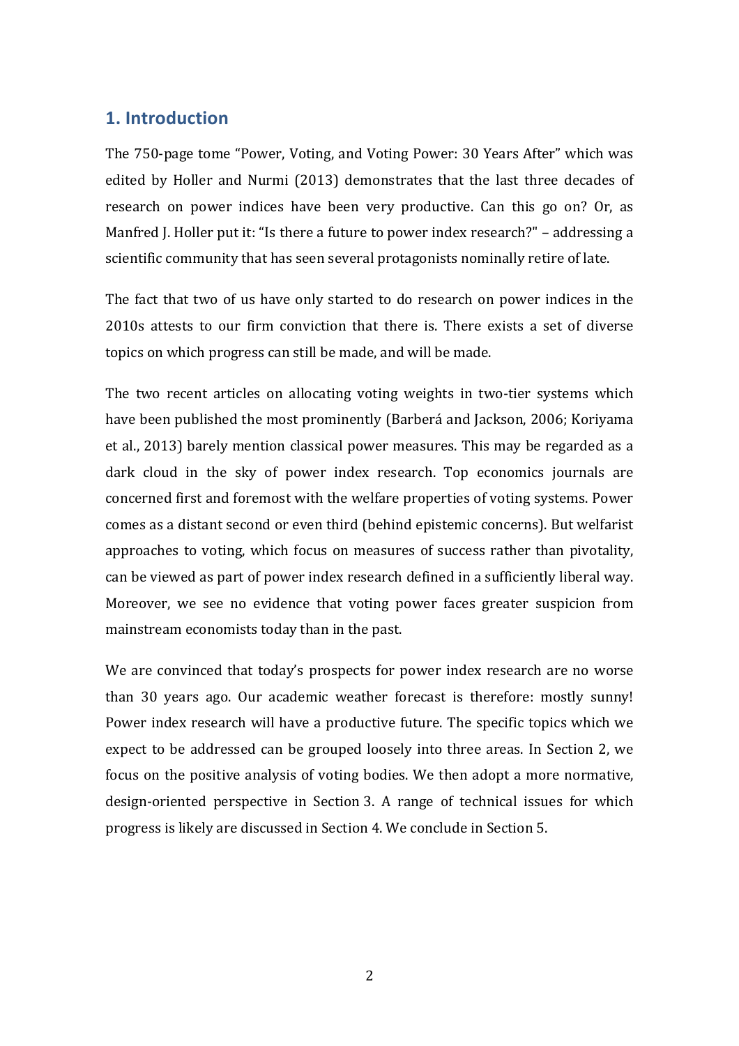## 1. Introduction

The 750-page tome "Power, Voting, and Voting Power: 30 Years After" which was edited by Holler and Nurmi (2013) demonstrates that the last three decades of research on power indices have been very productive. Can this go on? Or, as Manfred J. Holler put it: "Is there a future to power index research?" – addressing a scientific community that has seen several protagonists nominally retire of late.

The fact that two of us have only started to do research on power indices in the 2010s attests to our firm conviction that there is. There exists a set of diverse topics on which progress can still be made, and will be made.

The two recent articles on allocating voting weights in two-tier systems which have been published the most prominently (Barberá and Jackson, 2006; Koriyama et al., 2013) barely mention classical power measures. This may be regarded as a dark cloud in the sky of power index research. Top economics journals are concerned first and foremost with the welfare properties of voting systems. Power comes as a distant second or even third (behind epistemic concerns). But welfarist approaches to voting, which focus on measures of success rather than pivotality, can be viewed as part of power index research defined in a sufficiently liberal way. Moreover, we see no evidence that voting power faces greater suspicion from mainstream economists today than in the past.

We are convinced that today's prospects for power index research are no worse than 30 years ago. Our academic weather forecast is therefore: mostly sunny! Power index research will have a productive future. The specific topics which we expect to be addressed can be grouped loosely into three areas. In Section 2, we focus on the positive analysis of voting bodies. We then adopt a more normative, design-oriented perspective in Section 3. A range of technical issues for which progress is likely are discussed in Section 4. We conclude in Section 5.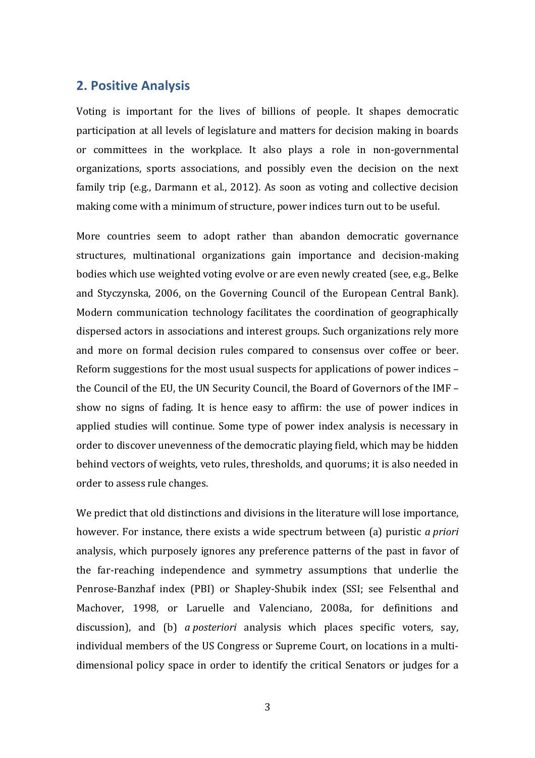## 2. Positive Analysis

Voting is important for the lives of billions of people. It shapes democratic participation at all levels of legislature and matters for decision making in boards or committees in the workplace. It also plays a role in non-governmental organizations, sports associations, and possibly even the decision on the next family trip (e.g., Darmann et al., 2012). As soon as voting and collective decision making come with a minimum of structure, power indices turn out to be useful.

More countries seem to adopt rather than abandon democratic governance structures, multinational organizations gain importance and decision-making bodies which use weighted voting evolve or are even newly created (see, e.g., Belke and Styczynska, 2006, on the Governing Council of the European Central Bank). Modern communication technology facilitates the coordination of geographically dispersed actors in associations and interest groups. Such organizations rely more and more on formal decision rules compared to consensus over coffee or beer. Reform suggestions for the most usual suspects for applications of power indices – the Council of the EU, the UN Security Council, the Board of Governors of the IMF – show no signs of fading. It is hence easy to affirm: the use of power indices in applied studies will continue. Some type of power index analysis is necessary in order to discover unevenness of the democratic playing field, which may be hidden behind vectors of weights, veto rules, thresholds, and quorums; it is also needed in order to assess rule changes.

We predict that old distinctions and divisions in the literature will lose importance, however. For instance, there exists a wide spectrum between (a) puristic *a priori* analysis, which purposely ignores any preference patterns of the past in favor of the far-reaching independence and symmetry assumptions that underlie the Penrose-Banzhaf index (PBI) or Shapley-Shubik index (SSI; see Felsenthal and Machover, 1998, or Laruelle and Valenciano, 2008a, for definitions and discussion), and (b) *a posteriori* analysis which places specific voters, say, individual members of the US Congress or Supreme Court, on locations in a multi-dimensional policy space in order to identify the critical Senators or judges for a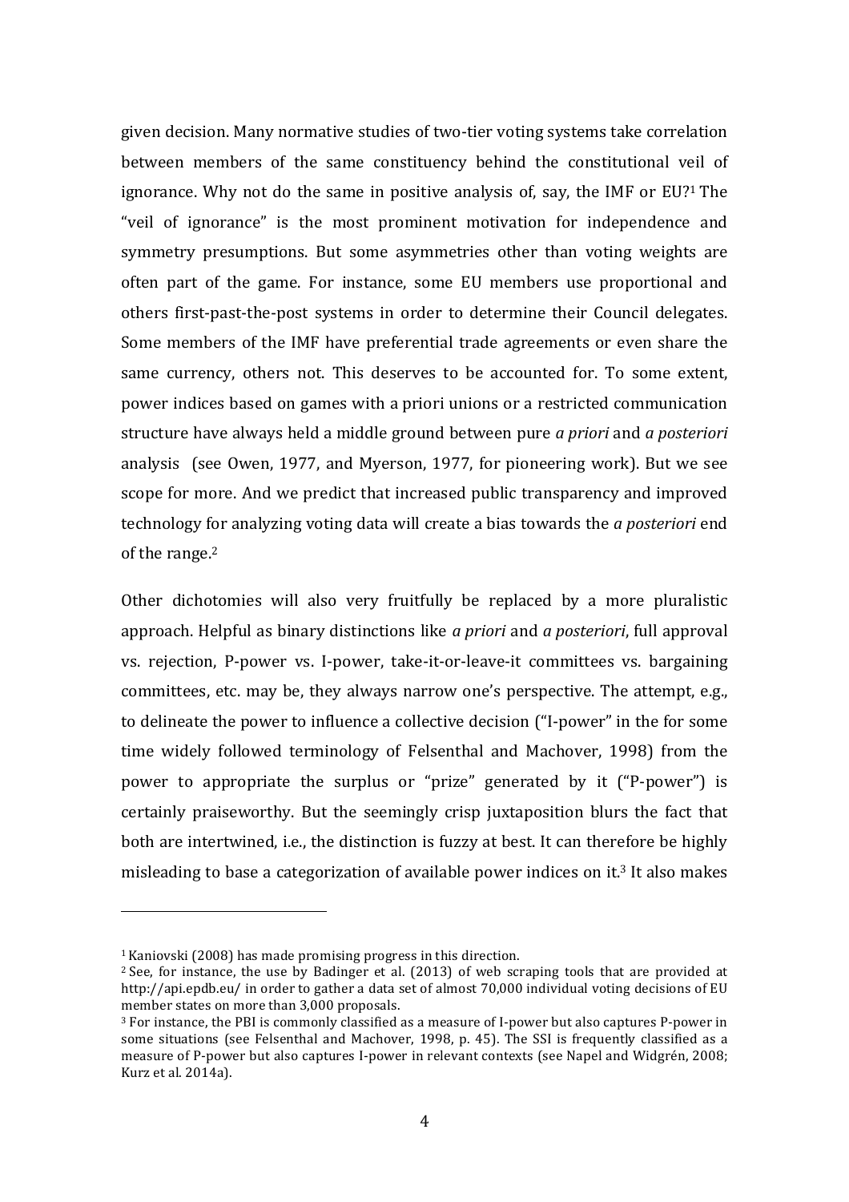given decision. Many normative studies of two-tier voting systems take correlation between members of the same constituency behind the constitutional veil of ignorance. Why not do the same in positive analysis of, say, the IMF or EU?[1] The "veil of ignorance" is the most prominent motivation for independence and symmetry presumptions. But some asymmetries other than voting weights are often part of the game. For instance, some EU members use proportional and others first-past-the-post systems in order to determine their Council delegates. Some members of the IMF have preferential trade agreements or even share the same currency, others not. This deserves to be accounted for. To some extent, power indices based on games with a priori unions or a restricted communication structure have always held a middle ground between pure *a priori* and *a posteriori* analysis (see Owen, 1977, and Myerson, 1977, for pioneering work). But we see scope for more. And we predict that increased public transparency and improved technology for analyzing voting data will create a bias towards the *a posteriori* end of the range.[2]

Other dichotomies will also very fruitfully be replaced by a more pluralistic approach. Helpful as binary distinctions like *a priori* and *a posteriori*, full approval vs. rejection, P-power vs. I-power, take-it-or-leave-it committees vs. bargaining committees, etc. may be, they always narrow one's perspective. The attempt, e.g., to delineate the power to influence a collective decision ("I-power" in the for some time widely followed terminology of Felsenthal and Machover, 1998) from the power to appropriate the surplus or "prize" generated by it ("P-power") is certainly praiseworthy. But the seemingly crisp juxtaposition blurs the fact that both are intertwined, i.e., the distinction is fuzzy at best. It can therefore be highly misleading to base a categorization of available power indices on it.[3] It also makes

---

[1] Kaniovski (2008) has made promising progress in this direction.

[2] See, for instance, the use by Badinger et al. (2013) of web scraping tools that are provided at http://api.epdb.eu/ in order to gather a data set of almost 70,000 individual voting decisions of EU member states on more than 3,000 proposals.

[3] For instance, the PBI is commonly classified as a measure of I-power but also captures P-power in some situations (see Felsenthal and Machover, 1998, p. 45). The SSI is frequently classified as a measure of P-power but also captures I-power in relevant contexts (see Napel and Widgrén, 2008; Kurz et al. 2014a).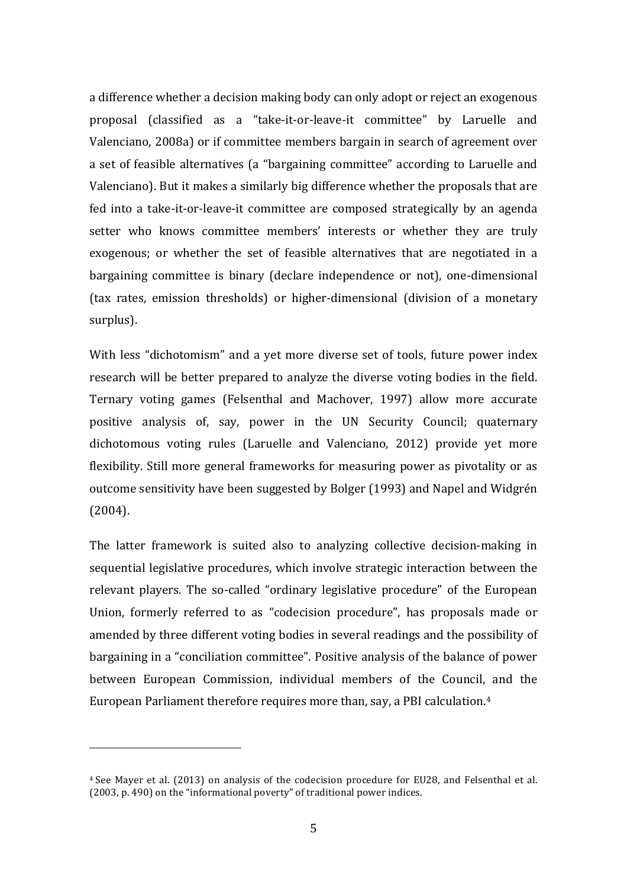a difference whether a decision making body can only adopt or reject an exogenous proposal (classified as a "take-it-or-leave-it committee" by Laruelle and Valenciano, 2008a) or if committee members bargain in search of agreement over a set of feasible alternatives (a "bargaining committee" according to Laruelle and Valenciano). But it makes a similarly big difference whether the proposals that are fed into a take-it-or-leave-it committee are composed strategically by an agenda setter who knows committee members' interests or whether they are truly exogenous; or whether the set of feasible alternatives that are negotiated in a bargaining committee is binary (declare independence or not), one-dimensional (tax rates, emission thresholds) or higher-dimensional (division of a monetary surplus).

With less "dichotomism" and a yet more diverse set of tools, future power index research will be better prepared to analyze the diverse voting bodies in the field. Ternary voting games (Felsenthal and Machover, 1997) allow more accurate positive analysis of, say, power in the UN Security Council; quaternary dichotomous voting rules (Laruelle and Valenciano, 2012) provide yet more flexibility. Still more general frameworks for measuring power as pivotality or as outcome sensitivity have been suggested by Bolger (1993) and Napel and Widgrén (2004).

The latter framework is suited also to analyzing collective decision-making in sequential legislative procedures, which involve strategic interaction between the relevant players. The so-called "ordinary legislative procedure" of the European Union, formerly referred to as "codecision procedure", has proposals made or amended by three different voting bodies in several readings and the possibility of bargaining in a "conciliation committee". Positive analysis of the balance of power between European Commission, individual members of the Council, and the European Parliament therefore requires more than, say, a PBI calculation.[4]

---

[4] See Mayer et al. (2013) on analysis of the codecision procedure for EU28, and Felsenthal et al. (2003, p. 490) on the "informational poverty" of traditional power indices.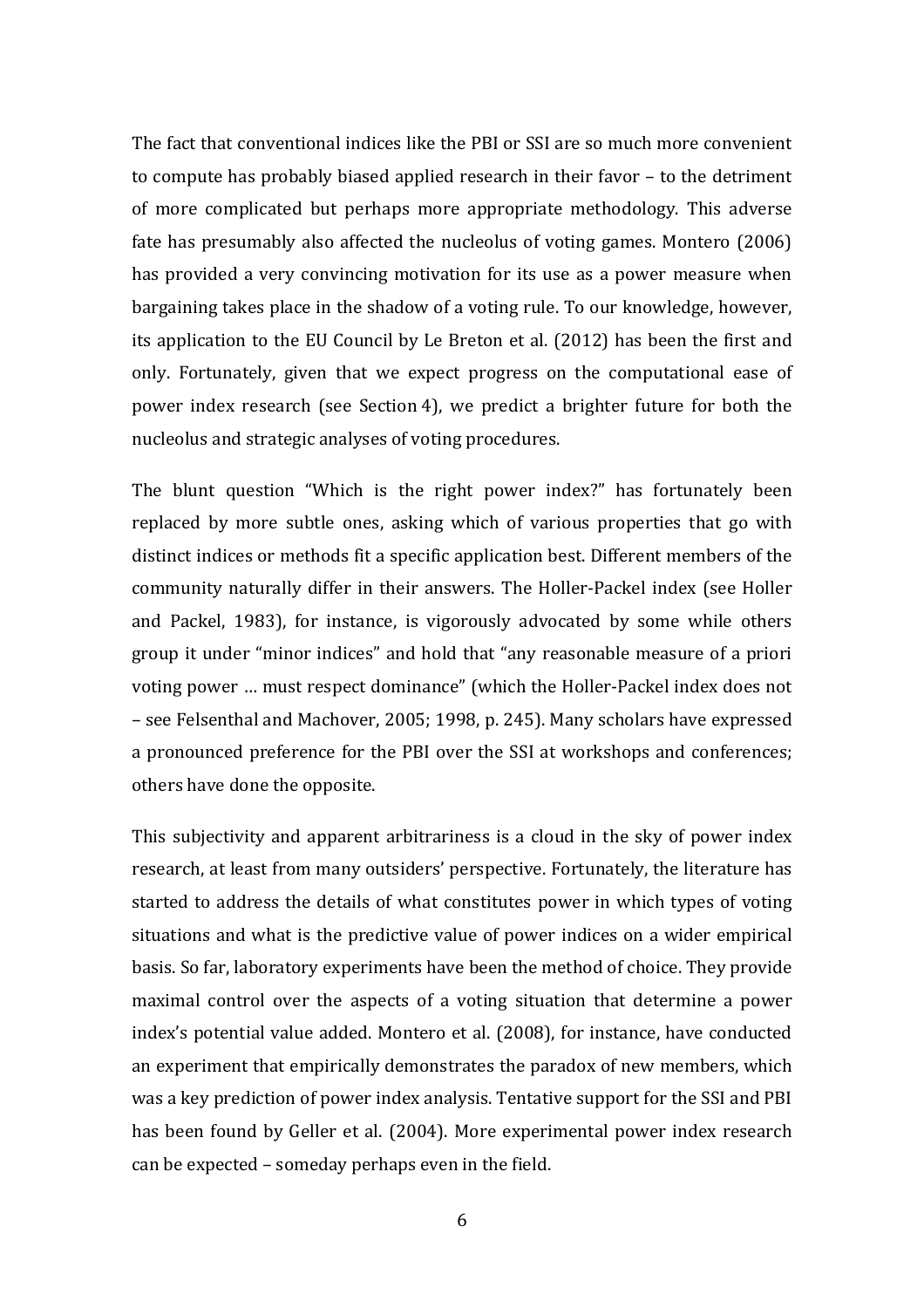The fact that conventional indices like the PBI or SSI are so much more convenient to compute has probably biased applied research in their favor – to the detriment of more complicated but perhaps more appropriate methodology. This adverse fate has presumably also affected the nucleolus of voting games. Montero (2006) has provided a very convincing motivation for its use as a power measure when bargaining takes place in the shadow of a voting rule. To our knowledge, however, its application to the EU Council by Le Breton et al. (2012) has been the first and only. Fortunately, given that we expect progress on the computational ease of power index research (see Section 4), we predict a brighter future for both the nucleolus and strategic analyses of voting procedures.

The blunt question "Which is the right power index?" has fortunately been replaced by more subtle ones, asking which of various properties that go with distinct indices or methods fit a specific application best. Different members of the community naturally differ in their answers. The Holler-Packel index (see Holler and Packel, 1983), for instance, is vigorously advocated by some while others group it under "minor indices" and hold that "any reasonable measure of a priori voting power … must respect dominance" (which the Holler-Packel index does not – see Felsenthal and Machover, 2005; 1998, p. 245). Many scholars have expressed a pronounced preference for the PBI over the SSI at workshops and conferences; others have done the opposite.

This subjectivity and apparent arbitrariness is a cloud in the sky of power index research, at least from many outsiders' perspective. Fortunately, the literature has started to address the details of what constitutes power in which types of voting situations and what is the predictive value of power indices on a wider empirical basis. So far, laboratory experiments have been the method of choice. They provide maximal control over the aspects of a voting situation that determine a power index's potential value added. Montero et al. (2008), for instance, have conducted an experiment that empirically demonstrates the paradox of new members, which was a key prediction of power index analysis. Tentative support for the SSI and PBI has been found by Geller et al. (2004). More experimental power index research can be expected – someday perhaps even in the field.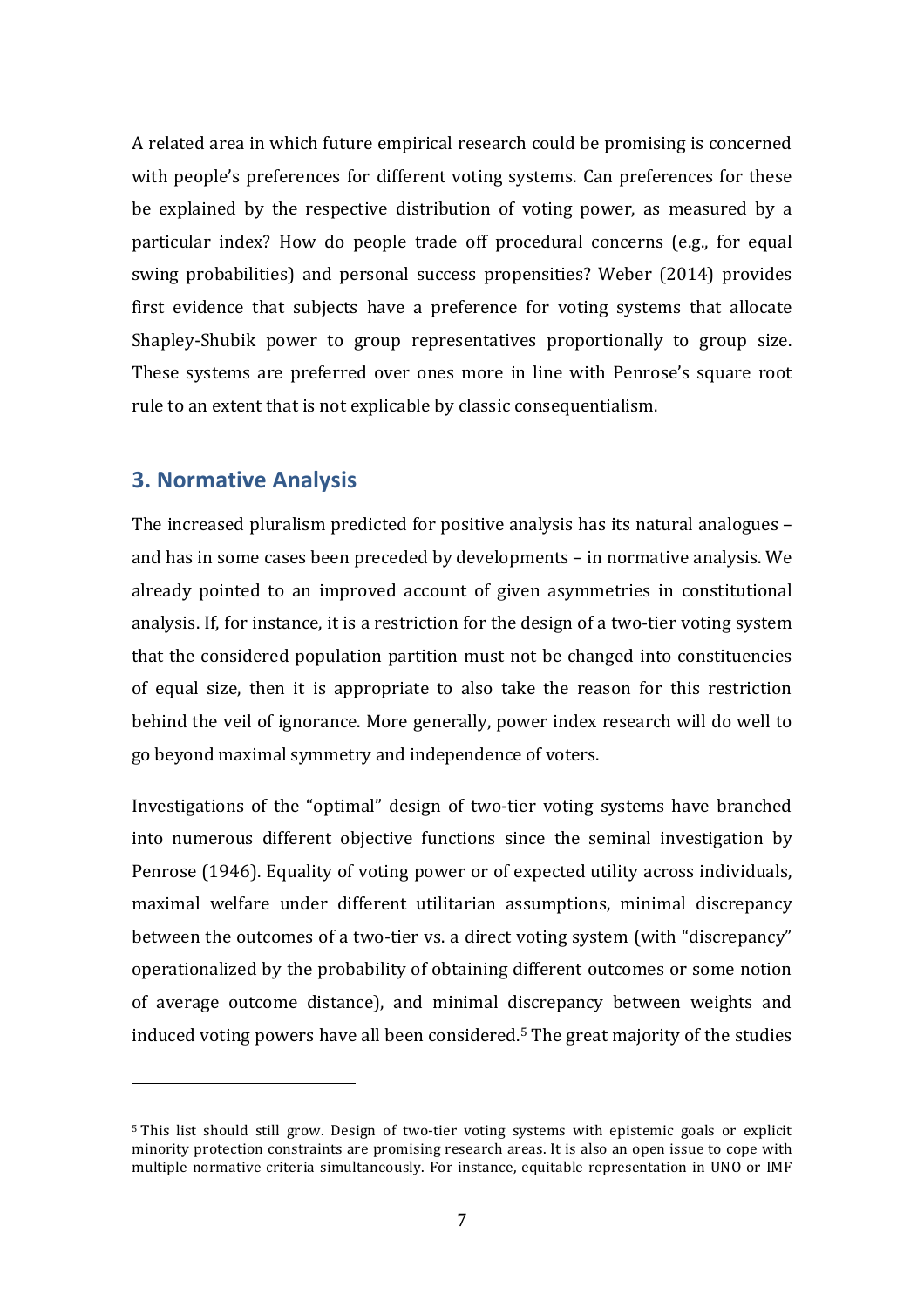A related area in which future empirical research could be promising is concerned with people's preferences for different voting systems. Can preferences for these be explained by the respective distribution of voting power, as measured by a particular index? How do people trade off procedural concerns (e.g., for equal swing probabilities) and personal success propensities? Weber (2014) provides first evidence that subjects have a preference for voting systems that allocate Shapley-Shubik power to group representatives proportionally to group size. These systems are preferred over ones more in line with Penrose's square root rule to an extent that is not explicable by classic consequentialism.

## 3. Normative Analysis

The increased pluralism predicted for positive analysis has its natural analogues – and has in some cases been preceded by developments – in normative analysis. We already pointed to an improved account of given asymmetries in constitutional analysis. If, for instance, it is a restriction for the design of a two-tier voting system that the considered population partition must not be changed into constituencies of equal size, then it is appropriate to also take the reason for this restriction behind the veil of ignorance. More generally, power index research will do well to go beyond maximal symmetry and independence of voters.

Investigations of the "optimal" design of two-tier voting systems have branched into numerous different objective functions since the seminal investigation by Penrose (1946). Equality of voting power or of expected utility across individuals, maximal welfare under different utilitarian assumptions, minimal discrepancy between the outcomes of a two-tier vs. a direct voting system (with "discrepancy" operationalized by the probability of obtaining different outcomes or some notion of average outcome distance), and minimal discrepancy between weights and induced voting powers have all been considered.[5] The great majority of the studies

[5] This list should still grow. Design of two-tier voting systems with epistemic goals or explicit minority protection constraints are promising research areas. It is also an open issue to cope with multiple normative criteria simultaneously. For instance, equitable representation in UNO or IMF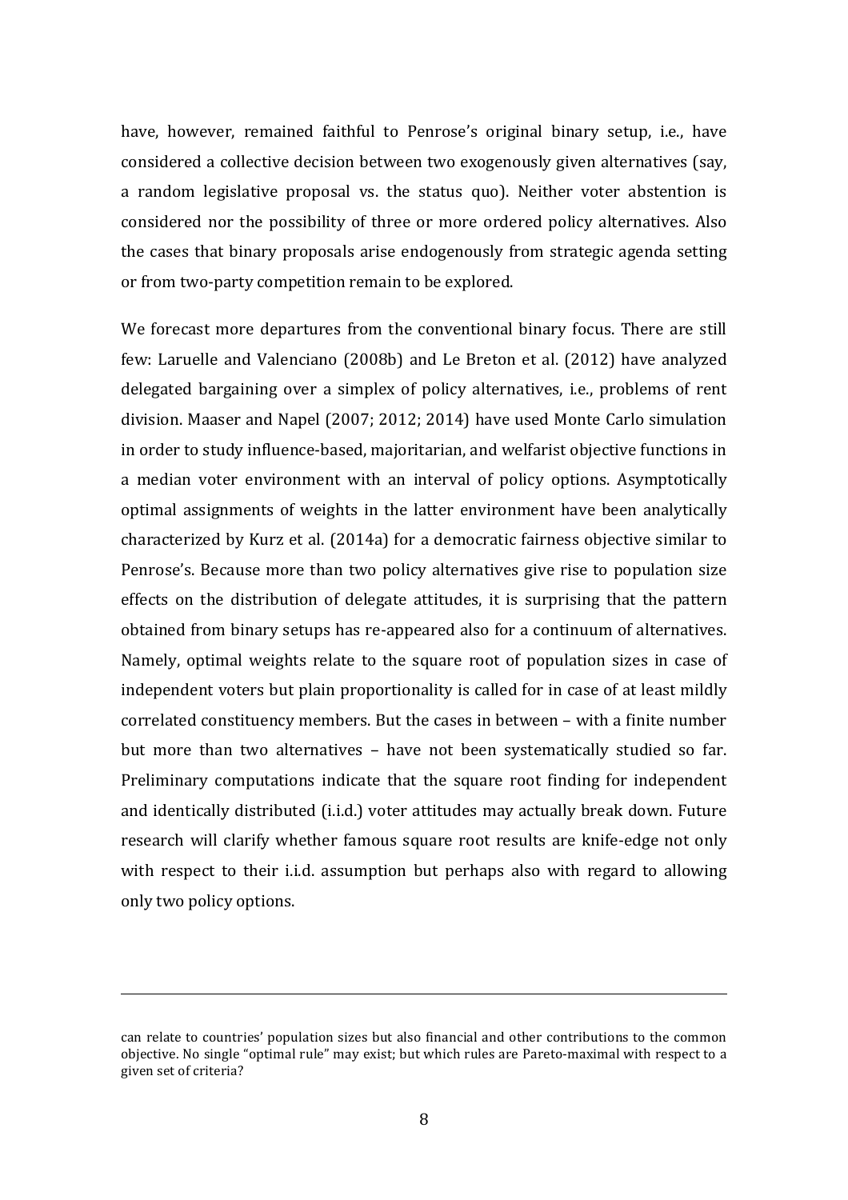have, however, remained faithful to Penrose's original binary setup, i.e., have considered a collective decision between two exogenously given alternatives (say, a random legislative proposal vs. the status quo). Neither voter abstention is considered nor the possibility of three or more ordered policy alternatives. Also the cases that binary proposals arise endogenously from strategic agenda setting or from two-party competition remain to be explored.

We forecast more departures from the conventional binary focus. There are still few: Laruelle and Valenciano (2008b) and Le Breton et al. (2012) have analyzed delegated bargaining over a simplex of policy alternatives, i.e., problems of rent division. Maaser and Napel (2007; 2012; 2014) have used Monte Carlo simulation in order to study influence-based, majoritarian, and welfarist objective functions in a median voter environment with an interval of policy options. Asymptotically optimal assignments of weights in the latter environment have been analytically characterized by Kurz et al. (2014a) for a democratic fairness objective similar to Penrose's. Because more than two policy alternatives give rise to population size effects on the distribution of delegate attitudes, it is surprising that the pattern obtained from binary setups has re-appeared also for a continuum of alternatives. Namely, optimal weights relate to the square root of population sizes in case of independent voters but plain proportionality is called for in case of at least mildly correlated constituency members. But the cases in between – with a finite number but more than two alternatives – have not been systematically studied so far. Preliminary computations indicate that the square root finding for independent and identically distributed (i.i.d.) voter attitudes may actually break down. Future research will clarify whether famous square root results are knife-edge not only with respect to their i.i.d. assumption but perhaps also with regard to allowing only two policy options.

---

can relate to countries' population sizes but also financial and other contributions to the common objective. No single "optimal rule" may exist; but which rules are Pareto-maximal with respect to a given set of criteria?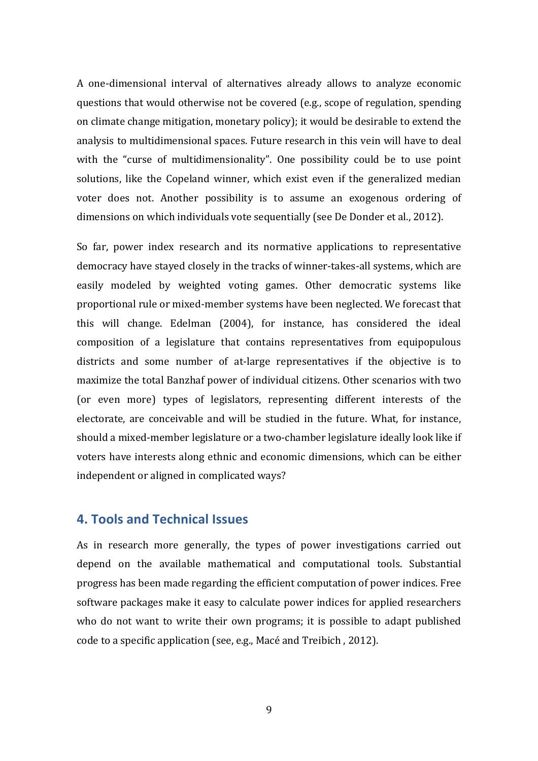A one-dimensional interval of alternatives already allows to analyze economic questions that would otherwise not be covered (e.g., scope of regulation, spending on climate change mitigation, monetary policy); it would be desirable to extend the analysis to multidimensional spaces. Future research in this vein will have to deal with the "curse of multidimensionality". One possibility could be to use point solutions, like the Copeland winner, which exist even if the generalized median voter does not. Another possibility is to assume an exogenous ordering of dimensions on which individuals vote sequentially (see De Donder et al., 2012).

So far, power index research and its normative applications to representative democracy have stayed closely in the tracks of winner-takes-all systems, which are easily modeled by weighted voting games. Other democratic systems like proportional rule or mixed-member systems have been neglected. We forecast that this will change. Edelman (2004), for instance, has considered the ideal composition of a legislature that contains representatives from equipopulous districts and some number of at-large representatives if the objective is to maximize the total Banzhaf power of individual citizens. Other scenarios with two (or even more) types of legislators, representing different interests of the electorate, are conceivable and will be studied in the future. What, for instance, should a mixed-member legislature or a two-chamber legislature ideally look like if voters have interests along ethnic and economic dimensions, which can be either independent or aligned in complicated ways?

## 4. Tools and Technical Issues

As in research more generally, the types of power investigations carried out depend on the available mathematical and computational tools. Substantial progress has been made regarding the efficient computation of power indices. Free software packages make it easy to calculate power indices for applied researchers who do not want to write their own programs; it is possible to adapt published code to a specific application (see, e.g., Macé and Treibich , 2012).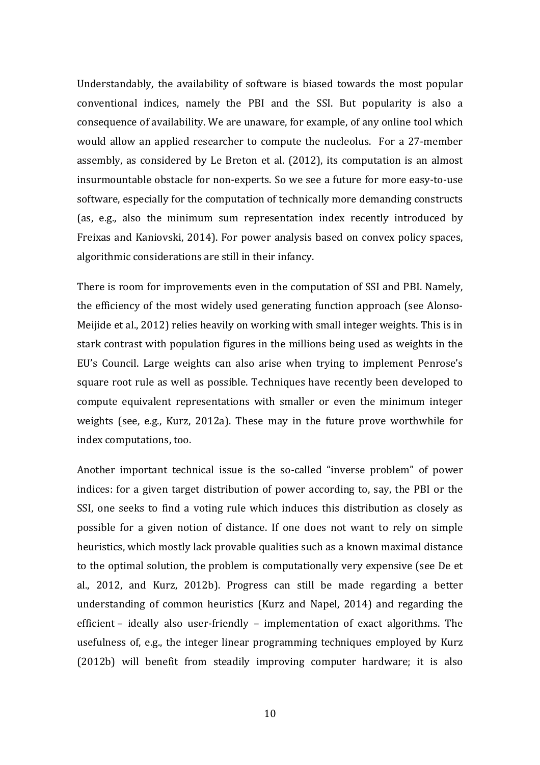Understandably, the availability of software is biased towards the most popular conventional indices, namely the PBI and the SSI. But popularity is also a consequence of availability. We are unaware, for example, of any online tool which would allow an applied researcher to compute the nucleolus. For a 27-member assembly, as considered by Le Breton et al. (2012), its computation is an almost insurmountable obstacle for non-experts. So we see a future for more easy-to-use software, especially for the computation of technically more demanding constructs (as, e.g., also the minimum sum representation index recently introduced by Freixas and Kaniovski, 2014). For power analysis based on convex policy spaces, algorithmic considerations are still in their infancy.

There is room for improvements even in the computation of SSI and PBI. Namely, the efficiency of the most widely used generating function approach (see Alonso-Meijide et al., 2012) relies heavily on working with small integer weights. This is in stark contrast with population figures in the millions being used as weights in the EU's Council. Large weights can also arise when trying to implement Penrose's square root rule as well as possible. Techniques have recently been developed to compute equivalent representations with smaller or even the minimum integer weights (see, e.g., Kurz, 2012a). These may in the future prove worthwhile for index computations, too.

Another important technical issue is the so-called "inverse problem" of power indices: for a given target distribution of power according to, say, the PBI or the SSI, one seeks to find a voting rule which induces this distribution as closely as possible for a given notion of distance. If one does not want to rely on simple heuristics, which mostly lack provable qualities such as a known maximal distance to the optimal solution, the problem is computationally very expensive (see De et al., 2012, and Kurz, 2012b). Progress can still be made regarding a better understanding of common heuristics (Kurz and Napel, 2014) and regarding the efficient – ideally also user-friendly – implementation of exact algorithms. The usefulness of, e.g., the integer linear programming techniques employed by Kurz (2012b) will benefit from steadily improving computer hardware; it is also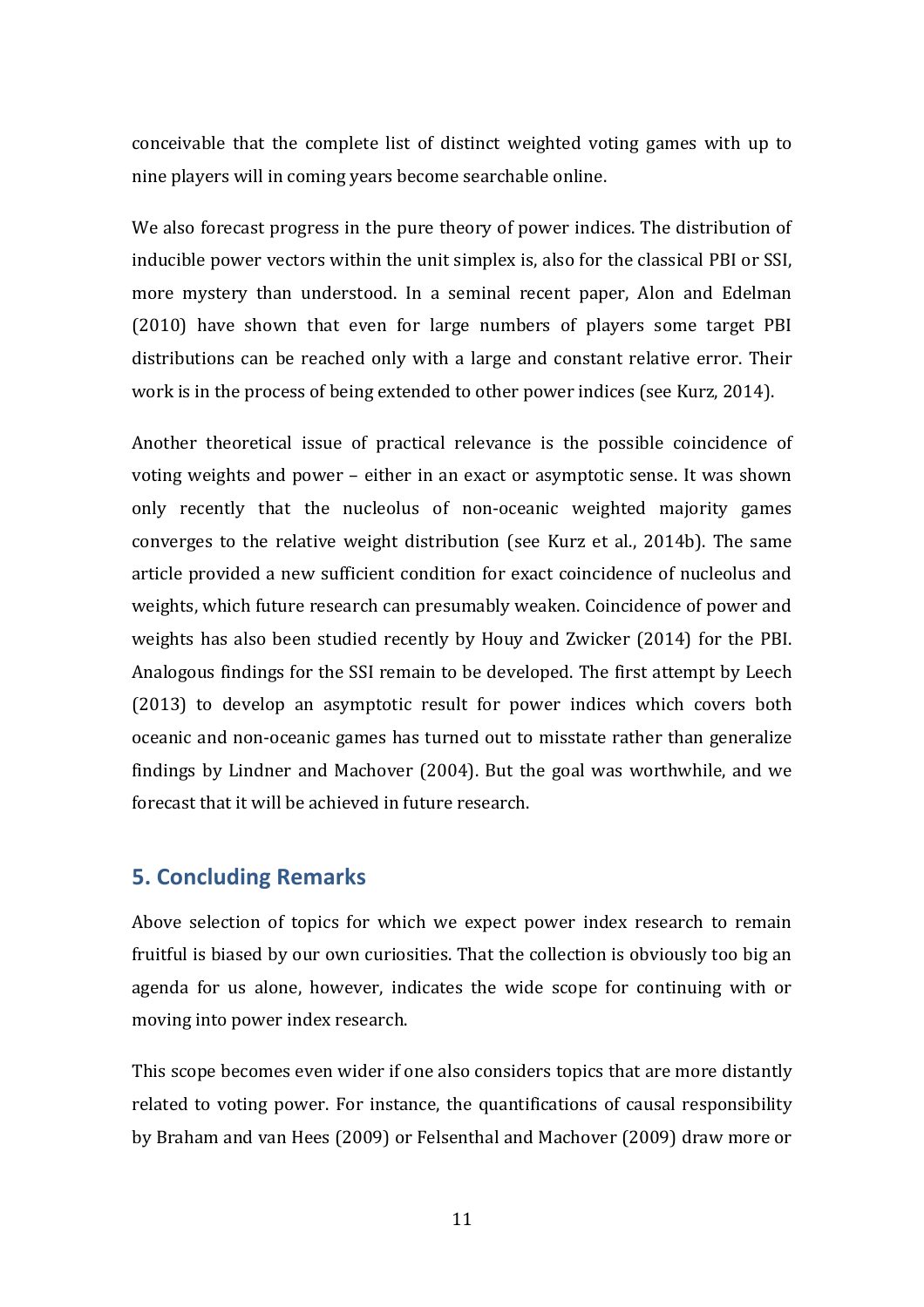conceivable that the complete list of distinct weighted voting games with up to nine players will in coming years become searchable online.

We also forecast progress in the pure theory of power indices. The distribution of inducible power vectors within the unit simplex is, also for the classical PBI or SSI, more mystery than understood. In a seminal recent paper, Alon and Edelman (2010) have shown that even for large numbers of players some target PBI distributions can be reached only with a large and constant relative error. Their work is in the process of being extended to other power indices (see Kurz, 2014).

Another theoretical issue of practical relevance is the possible coincidence of voting weights and power – either in an exact or asymptotic sense. It was shown only recently that the nucleolus of non-oceanic weighted majority games converges to the relative weight distribution (see Kurz et al., 2014b). The same article provided a new sufficient condition for exact coincidence of nucleolus and weights, which future research can presumably weaken. Coincidence of power and weights has also been studied recently by Houy and Zwicker (2014) for the PBI. Analogous findings for the SSI remain to be developed. The first attempt by Leech (2013) to develop an asymptotic result for power indices which covers both oceanic and non-oceanic games has turned out to misstate rather than generalize findings by Lindner and Machover (2004). But the goal was worthwhile, and we forecast that it will be achieved in future research.

## 5. Concluding Remarks

Above selection of topics for which we expect power index research to remain fruitful is biased by our own curiosities. That the collection is obviously too big an agenda for us alone, however, indicates the wide scope for continuing with or moving into power index research.

This scope becomes even wider if one also considers topics that are more distantly related to voting power. For instance, the quantifications of causal responsibility by Braham and van Hees (2009) or Felsenthal and Machover (2009) draw more or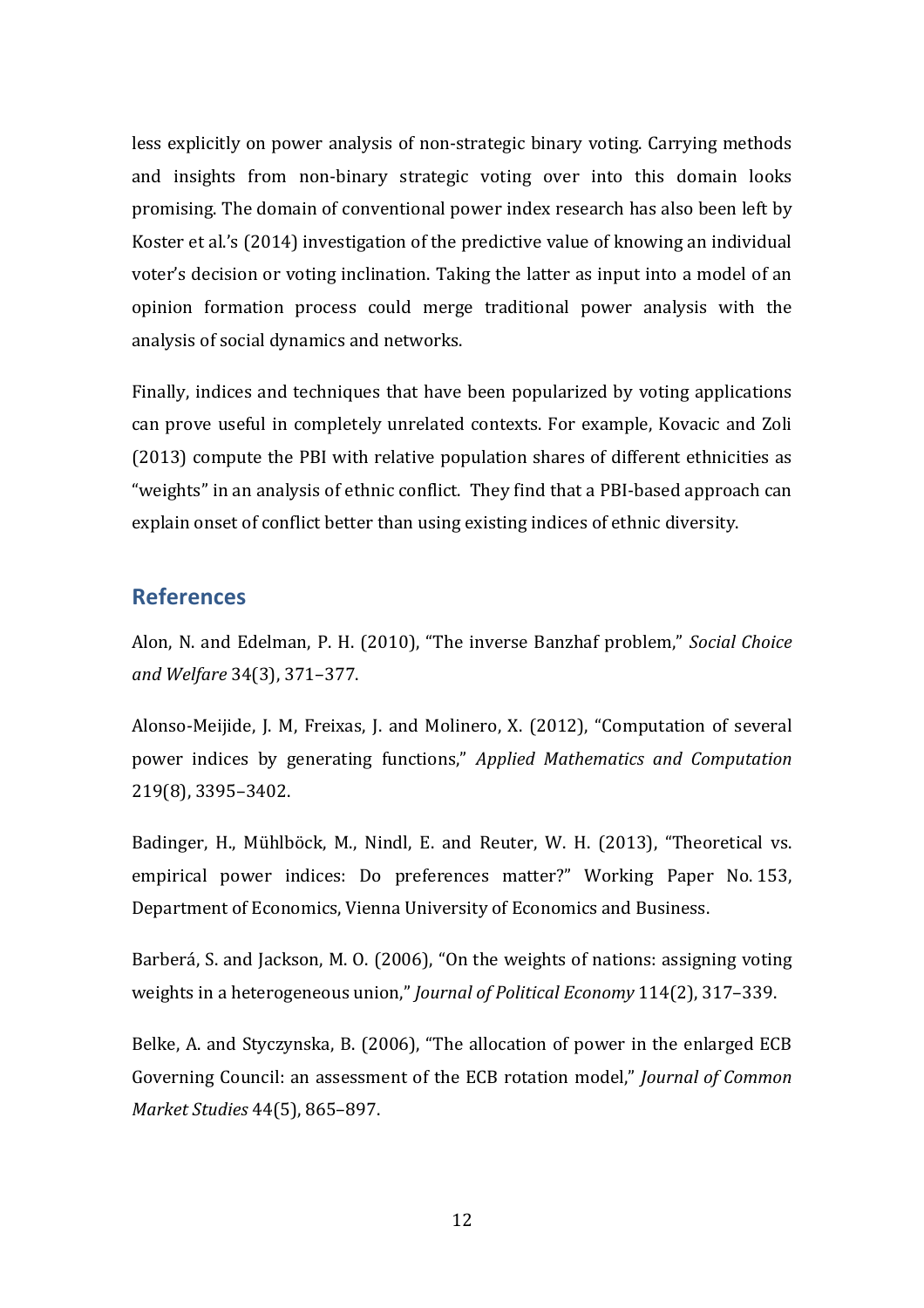less explicitly on power analysis of non-strategic binary voting. Carrying methods and insights from non-binary strategic voting over into this domain looks promising. The domain of conventional power index research has also been left by Koster et al.'s (2014) investigation of the predictive value of knowing an individual voter's decision or voting inclination. Taking the latter as input into a model of an opinion formation process could merge traditional power analysis with the analysis of social dynamics and networks.

Finally, indices and techniques that have been popularized by voting applications can prove useful in completely unrelated contexts. For example, Kovacic and Zoli (2013) compute the PBI with relative population shares of different ethnicities as "weights" in an analysis of ethnic conflict. They find that a PBI-based approach can explain onset of conflict better than using existing indices of ethnic diversity.

## References

Alon, N. and Edelman, P. H. (2010), "The inverse Banzhaf problem," *Social Choice and Welfare* 34(3), 371–377.

Alonso-Meijide, J. M, Freixas, J. and Molinero, X. (2012), "Computation of several power indices by generating functions," *Applied Mathematics and Computation* 219(8), 3395–3402.

Badinger, H., Mühlböck, M., Nindl, E. and Reuter, W. H. (2013), "Theoretical vs. empirical power indices: Do preferences matter?" Working Paper No. 153, Department of Economics, Vienna University of Economics and Business.

Barberá, S. and Jackson, M. O. (2006), "On the weights of nations: assigning voting weights in a heterogeneous union," *Journal of Political Economy* 114(2), 317–339.

Belke, A. and Styczynska, B. (2006), "The allocation of power in the enlarged ECB Governing Council: an assessment of the ECB rotation model," *Journal of Common Market Studies* 44(5), 865–897.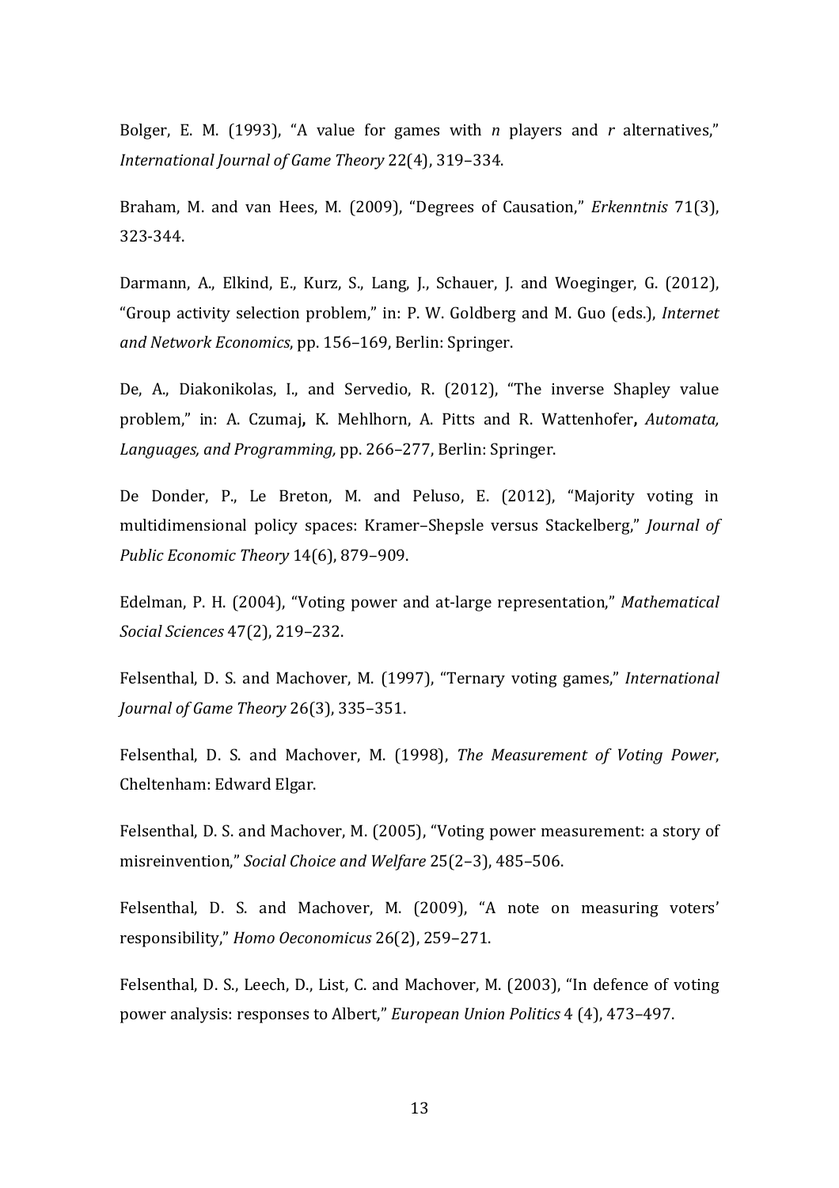Bolger, E. M. (1993), “A value for games with $n$ players and $r$ alternatives,” *International Journal of Game Theory* 22(4), 319–334.

Braham, M. and van Hees, M. (2009), “Degrees of Causation,” *Erkenntnis* 71(3), 323-344.

Darmann, A., Elkind, E., Kurz, S., Lang, J., Schauer, J. and Woeginger, G. (2012), “Group activity selection problem,” in: P. W. Goldberg and M. Guo (eds.), *Internet and Network Economics*, pp. 156–169, Berlin: Springer.

De, A., Diakonikolas, I., and Servedio, R. (2012), “The inverse Shapley value problem,” in: A. Czumaj**,** K. Mehlhorn, A. Pitts and R. Wattenhofer**,** *Automata, Languages, and Programming,* pp. 266–277, Berlin: Springer.

De Donder, P., Le Breton, M. and Peluso, E. (2012), “Majority voting in multidimensional policy spaces: Kramer–Shepsle versus Stackelberg,” *Journal of Public Economic Theory* 14(6), 879–909.

Edelman, P. H. (2004), “Voting power and at-large representation,” *Mathematical Social Sciences* 47(2), 219–232.

Felsenthal, D. S. and Machover, M. (1997), “Ternary voting games,” *International Journal of Game Theory* 26(3), 335–351.

Felsenthal, D. S. and Machover, M. (1998), *The Measurement of Voting Power*, Cheltenham: Edward Elgar.

Felsenthal, D. S. and Machover, M. (2005), “Voting power measurement: a story of misreinvention,” *Social Choice and Welfare* 25(2–3), 485–506.

Felsenthal, D. S. and Machover, M. (2009), “A note on measuring voters' responsibility,” *Homo Oeconomicus* 26(2), 259–271.

Felsenthal, D. S., Leech, D., List, C. and Machover, M. (2003), “In defence of voting power analysis: responses to Albert,” *European Union Politics* 4 (4), 473–497.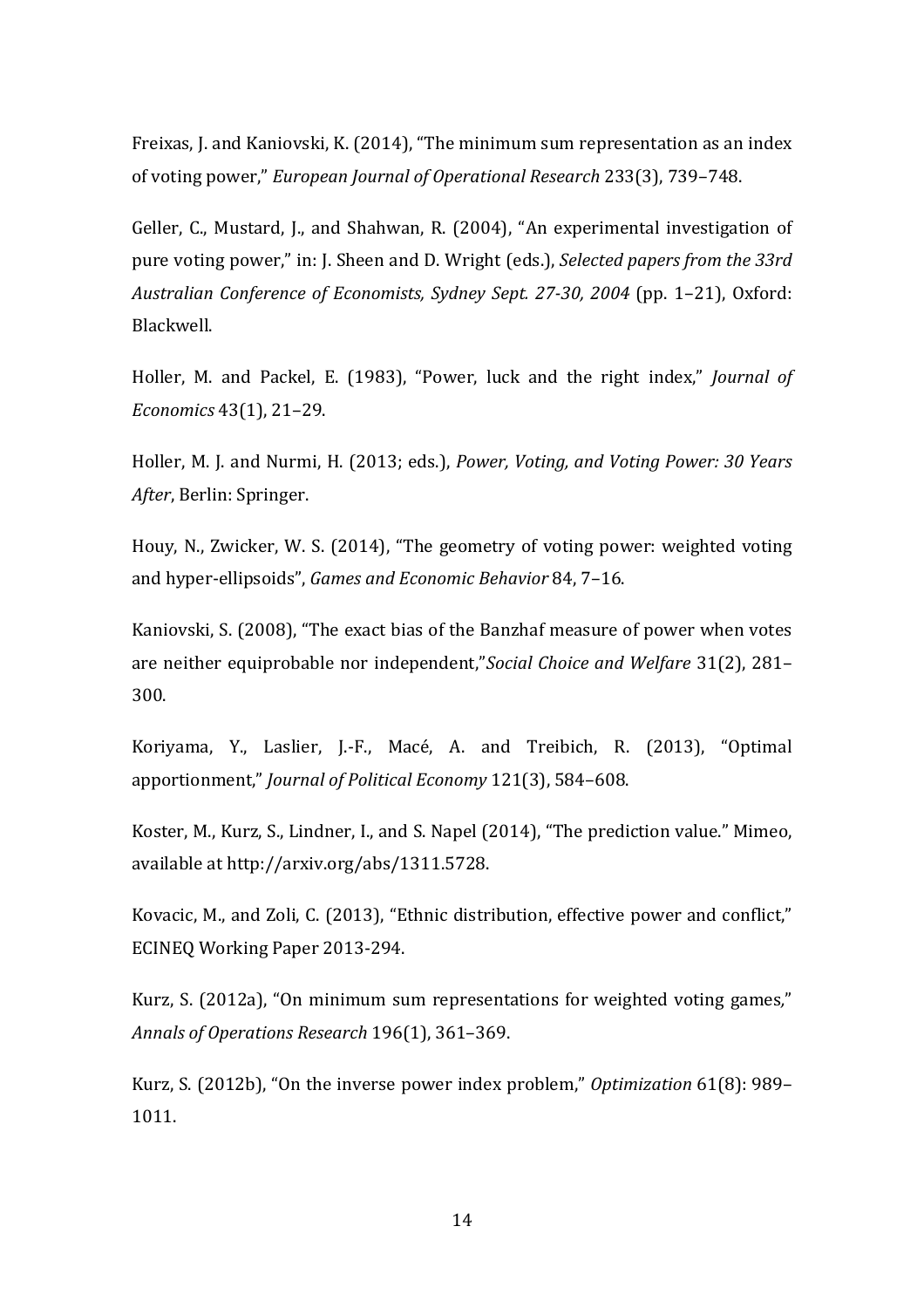Freixas, J. and Kaniovski, K. (2014), “The minimum sum representation as an index of voting power,” *European Journal of Operational Research* 233(3), 739–748.

Geller, C., Mustard, J., and Shahwan, R. (2004), “An experimental investigation of pure voting power,” in: J. Sheen and D. Wright (eds.), *Selected papers from the 33rd Australian Conference of Economists, Sydney Sept. 27-30, 2004* (pp. 1–21), Oxford: Blackwell.

Holler, M. and Packel, E. (1983), “Power, luck and the right index,” *Journal of Economics* 43(1), 21–29.

Holler, M. J. and Nurmi, H. (2013; eds.), *Power, Voting, and Voting Power: 30 Years After*, Berlin: Springer.

Houy, N., Zwicker, W. S. (2014), “The geometry of voting power: weighted voting and hyper-ellipsoids”, *Games and Economic Behavior* 84, 7–16.

Kaniovski, S. (2008), “The exact bias of the Banzhaf measure of power when votes are neither equiprobable nor independent,”*Social Choice and Welfare* 31(2), 281–300.

Koriyama, Y., Laslier, J.-F., Macé, A. and Treibich, R. (2013), “Optimal apportionment,” *Journal of Political Economy* 121(3), 584–608.

Koster, M., Kurz, S., Lindner, I., and S. Napel (2014), “The prediction value.” Mimeo, available at http://arxiv.org/abs/1311.5728.

Kovacic, M., and Zoli, C. (2013), “Ethnic distribution, effective power and conflict,” ECINEQ Working Paper 2013-294.

Kurz, S. (2012a), “On minimum sum representations for weighted voting games,” *Annals of Operations Research* 196(1), 361–369.

Kurz, S. (2012b), “On the inverse power index problem,” *Optimization* 61(8): 989–1011.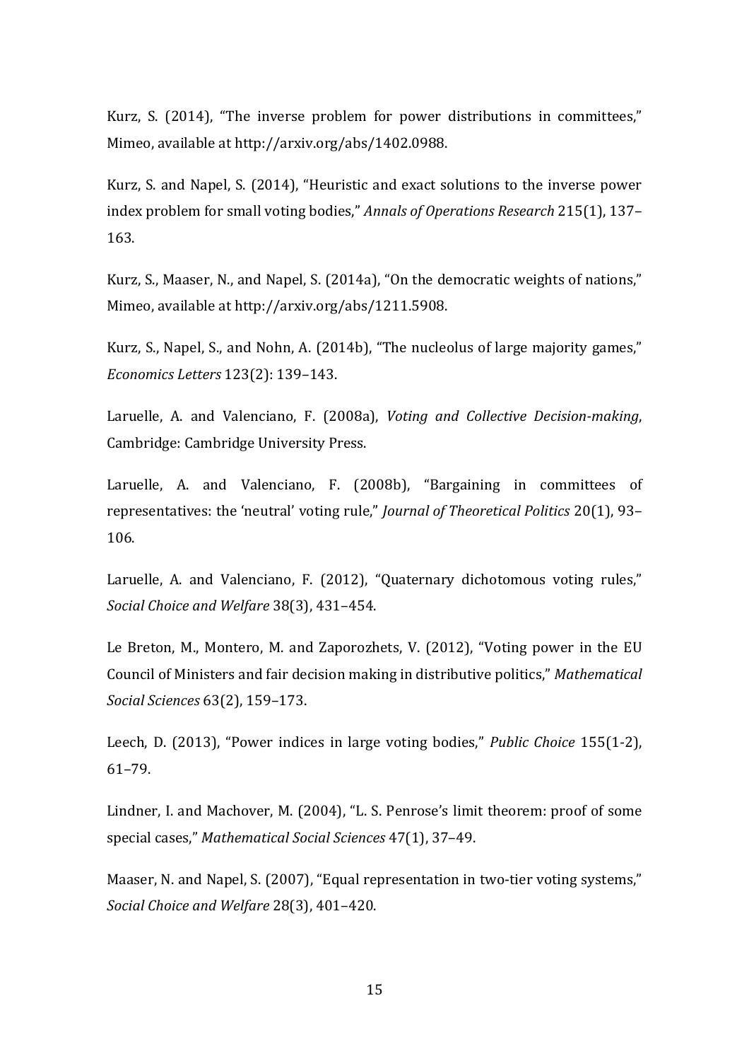Kurz, S. (2014), "The inverse problem for power distributions in committees," Mimeo, available at http://arxiv.org/abs/1402.0988.

Kurz, S. and Napel, S. (2014), "Heuristic and exact solutions to the inverse power index problem for small voting bodies," *Annals of Operations Research* 215(1), 137–163.

Kurz, S., Maaser, N., and Napel, S. (2014a), "On the democratic weights of nations," Mimeo, available at http://arxiv.org/abs/1211.5908.

Kurz, S., Napel, S., and Nohn, A. (2014b), "The nucleolus of large majority games," *Economics Letters* 123(2): 139–143.

Laruelle, A. and Valenciano, F. (2008a), *Voting and Collective Decision-making*, Cambridge: Cambridge University Press.

Laruelle, A. and Valenciano, F. (2008b), "Bargaining in committees of representatives: the 'neutral' voting rule," *Journal of Theoretical Politics* 20(1), 93–106.

Laruelle, A. and Valenciano, F. (2012), "Quaternary dichotomous voting rules," *Social Choice and Welfare* 38(3), 431–454.

Le Breton, M., Montero, M. and Zaporozhets, V. (2012), "Voting power in the EU Council of Ministers and fair decision making in distributive politics," *Mathematical Social Sciences* 63(2), 159–173.

Leech, D. (2013), "Power indices in large voting bodies," *Public Choice* 155(1-2), 61–79.

Lindner, I. and Machover, M. (2004), "L. S. Penrose's limit theorem: proof of some special cases," *Mathematical Social Sciences* 47(1), 37–49.

Maaser, N. and Napel, S. (2007), "Equal representation in two-tier voting systems," *Social Choice and Welfare* 28(3), 401–420.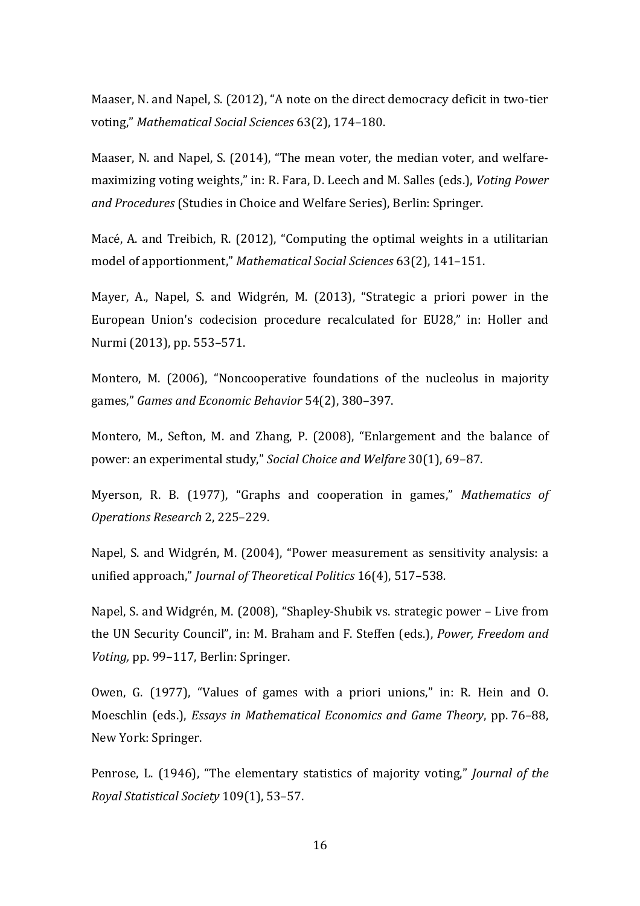Maaser, N. and Napel, S. (2012), "A note on the direct democracy deficit in two-tier voting," *Mathematical Social Sciences* 63(2), 174–180.

Maaser, N. and Napel, S. (2014), "The mean voter, the median voter, and welfare-maximizing voting weights," in: R. Fara, D. Leech and M. Salles (eds.), *Voting Power and Procedures* (Studies in Choice and Welfare Series), Berlin: Springer.

Macé, A. and Treibich, R. (2012), "Computing the optimal weights in a utilitarian model of apportionment," *Mathematical Social Sciences* 63(2), 141–151.

Mayer, A., Napel, S. and Widgrén, M. (2013), "Strategic a priori power in the European Union's codecision procedure recalculated for EU28," in: Holler and Nurmi (2013), pp. 553–571.

Montero, M. (2006), "Noncooperative foundations of the nucleolus in majority games," *Games and Economic Behavior* 54(2), 380–397.

Montero, M., Sefton, M. and Zhang, P. (2008), "Enlargement and the balance of power: an experimental study," *Social Choice and Welfare* 30(1), 69–87.

Myerson, R. B. (1977), "Graphs and cooperation in games," *Mathematics of Operations Research* 2, 225–229.

Napel, S. and Widgrén, M. (2004), "Power measurement as sensitivity analysis: a unified approach," *Journal of Theoretical Politics* 16(4), 517–538.

Napel, S. and Widgrén, M. (2008), "Shapley-Shubik vs. strategic power – Live from the UN Security Council", in: M. Braham and F. Steffen (eds.), *Power, Freedom and Voting,* pp. 99–117, Berlin: Springer.

Owen, G. (1977), "Values of games with a priori unions," in: R. Hein and O. Moeschlin (eds.), *Essays in Mathematical Economics and Game Theory*, pp. 76–88, New York: Springer.

Penrose, L. (1946), "The elementary statistics of majority voting," *Journal of the Royal Statistical Society* 109(1), 53–57.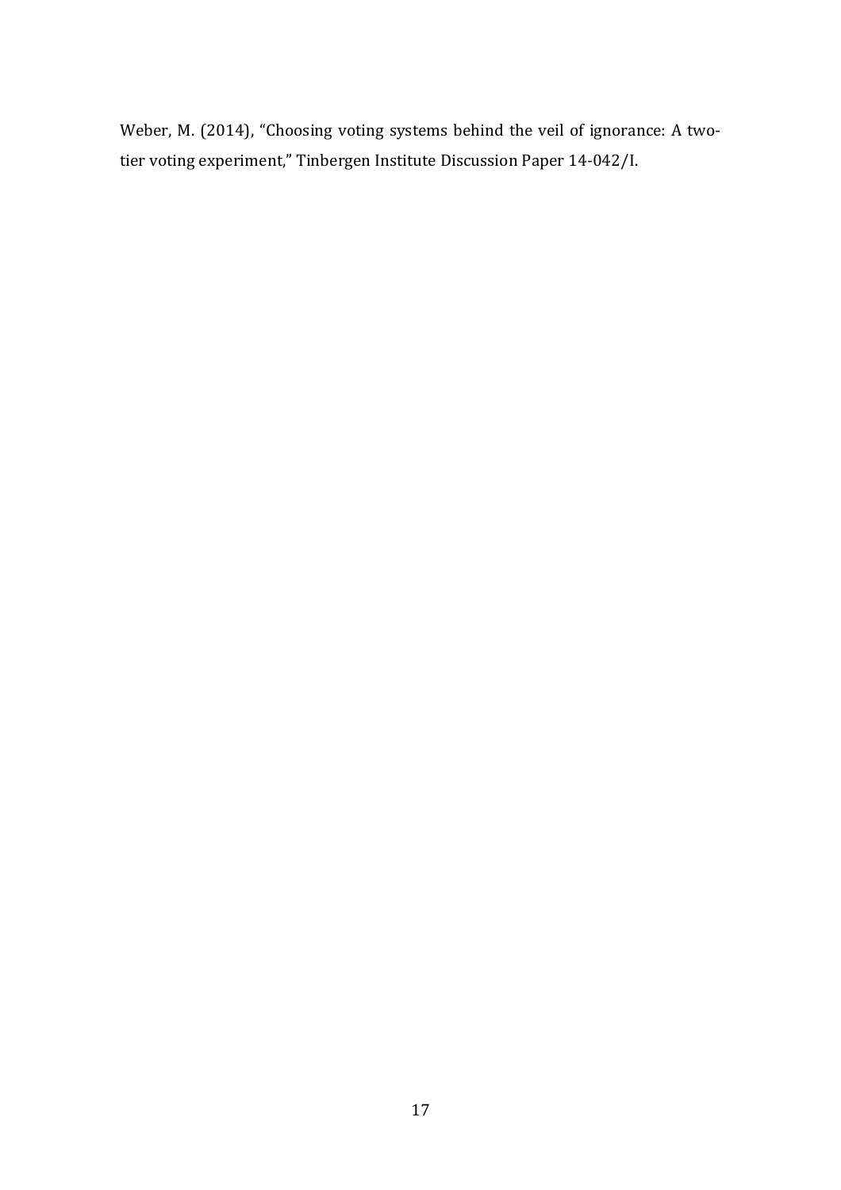Weber, M. (2014), "Choosing voting systems behind the veil of ignorance: A two-tier voting experiment," Tinbergen Institute Discussion Paper 14-042/I.